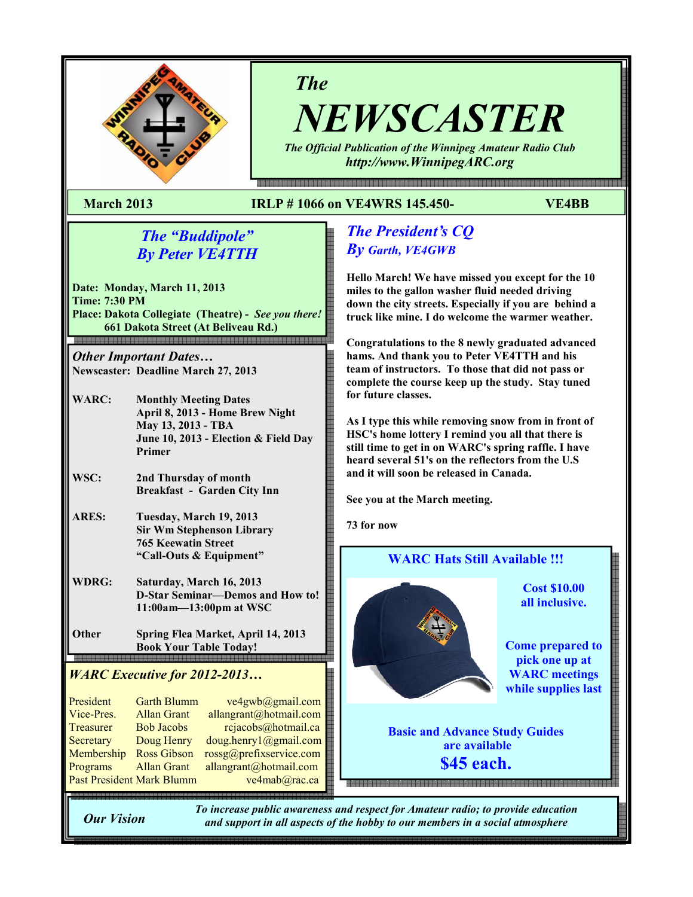# The NEWSCASTER

*The Official Publication of the Winnipeg Amateur Radio Club*

*http://www.WinnipegARC.org*

**March 2013** **IRLP # 1066 on VE4WRS 145.450-** **VE4BB**

## *The "Buddipole"*
## *By Peter VE4TTH*

**Date: Monday, March 11, 2013**
**Time: 7:30 PM**
**Place: Dakota Collegiate (Theatre) -** ***See you there!***
**661 Dakota Street (At Beliveau Rd.)**

### *Other Important Dates…*

**Newscaster: Deadline March 27, 2013**

| | |
|---|---|
| **WARC:** | **Monthly Meeting Dates**<br>**April 8, 2013 - Home Brew Night**<br>**May 13, 2013 - TBA**<br>**June 10, 2013 - Election & Field Day Primer** |
| **WSC:** | **2nd Thursday of month**<br>**Breakfast - Garden City Inn** |
| **ARES:** | **Tuesday, March 19, 2013**<br>**Sir Wm Stephenson Library**<br>**765 Keewatin Street**<br>**"Call-Outs & Equipment"** |
| **WDRG:** | **Saturday, March 16, 2013**<br>**D-Star Seminar—Demos and How to!**<br>**11:00am—13:00pm at WSC** |
| **Other** | **Spring Flea Market, April 14, 2013**<br>**Book Your Table Today!** |

### *WARC Executive for 2012-2013…*

| | | |
|---|---|---|
| President | Garth Blumm | ve4gwb@gmail.com |
| Vice-Pres. | Allan Grant | allangrant@hotmail.com |
| Treasurer | Bob Jacobs | rcjacobs@hotmail.ca |
| Secretary | Doug Henry | doug.henry1@gmail.com |
| Membership | Ross Gibson | rossg@prefixservice.com |
| Programs | Allan Grant | allangrant@hotmail.com |
| Past President | Mark Blumm | ve4mab@rac.ca |

## *The President's CQ*
## *By Garth, VE4GWB*

**Hello March! We have missed you except for the 10 miles to the gallon washer fluid needed driving down the city streets. Especially if you are behind a truck like mine. I do welcome the warmer weather.**

**Congratulations to the 8 newly graduated advanced hams. And thank you to Peter VE4TTH and his team of instructors. To those that did not pass or complete the course keep up the study. Stay tuned for future classes.**

**As I type this while removing snow from in front of HSC's home lottery I remind you all that there is still time to get in on WARC's spring raffle. I have heard several 51's on the reflectors from the U.S and it will soon be released in Canada.**

**See you at the March meeting.**

**73 for now**

### WARC Hats Still Available !!!

**Cost $10.00 all inclusive.**

**Come prepared to pick one up at WARC meetings while supplies last**

**Basic and Advance Study Guides are available**

**$45 each.**

**Our Vision** — *To increase public awareness and respect for Amateur radio; to provide education and support in all aspects of the hobby to our members in a social atmosphere*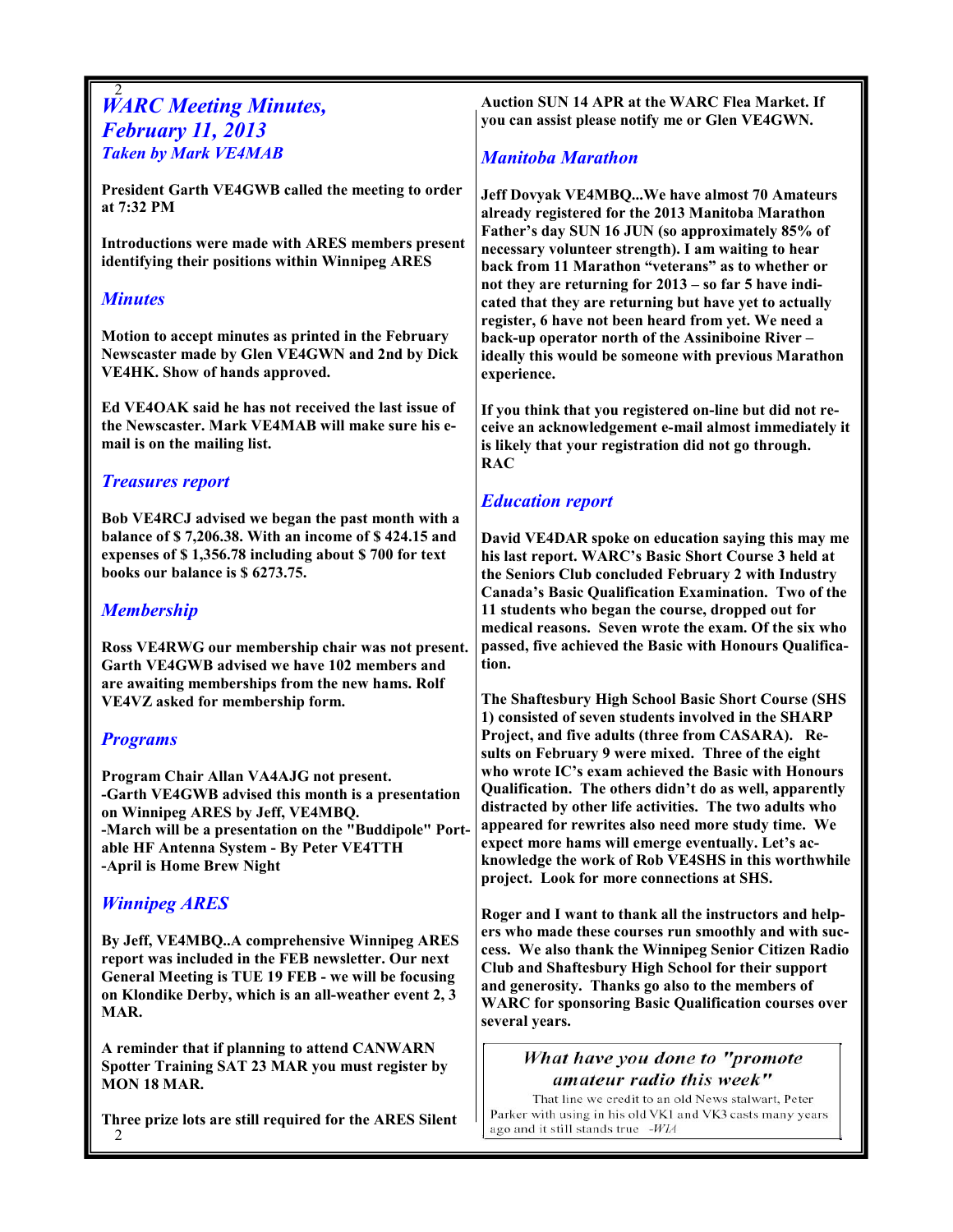# WARC Meeting Minutes, February 11, 2013

### Taken by Mark VE4MAB

**President Garth VE4GWB called the meeting to order at 7:32 PM**

**Introductions were made with ARES members present identifying their positions within Winnipeg ARES**

## Minutes

**Motion to accept minutes as printed in the February Newscaster made by Glen VE4GWN and 2nd by Dick VE4HK. Show of hands approved.**

**Ed VE4OAK said he has not received the last issue of the Newscaster. Mark VE4MAB will make sure his e-mail is on the mailing list.**

## Treasures report

**Bob VE4RCJ advised we began the past month with a balance of $ 7,206.38. With an income of $ 424.15 and expenses of $ 1,356.78 including about $ 700 for text books our balance is $ 6273.75.**

## Membership

**Ross VE4RWG our membership chair was not present. Garth VE4GWB advised we have 102 members and are awaiting memberships from the new hams. Rolf VE4VZ asked for membership form.**

## Programs

**Program Chair Allan VA4AJG not present.**
**-Garth VE4GWB advised this month is a presentation on Winnipeg ARES by Jeff, VE4MBQ.**
**-March will be a presentation on the "Buddipole" Portable HF Antenna System - By Peter VE4TTH**
**-April is Home Brew Night**

## Winnipeg ARES

**By Jeff, VE4MBQ..A comprehensive Winnipeg ARES report was included in the FEB newsletter. Our next General Meeting is TUE 19 FEB - we will be focusing on Klondike Derby, which is an all-weather event 2, 3 MAR.**

**A reminder that if planning to attend CANWARN Spotter Training SAT 23 MAR you must register by MON 18 MAR.**

**Three prize lots are still required for the ARES Silent Auction SUN 14 APR at the WARC Flea Market. If you can assist please notify me or Glen VE4GWN.**

## Manitoba Marathon

**Jeff Dovyak VE4MBQ...We have almost 70 Amateurs already registered for the 2013 Manitoba Marathon Father's day SUN 16 JUN (so approximately 85% of necessary volunteer strength). I am waiting to hear back from 11 Marathon "veterans" as to whether or not they are returning for 2013 – so far 5 have indicated that they are returning but have yet to actually register, 6 have not been heard from yet. We need a back-up operator north of the Assiniboine River – ideally this would be someone with previous Marathon experience.**

**If you think that you registered on-line but did not receive an acknowledgement e-mail almost immediately it is likely that your registration did not go through. RAC**

## Education report

**David VE4DAR spoke on education saying this may me his last report. WARC's Basic Short Course 3 held at the Seniors Club concluded February 2 with Industry Canada's Basic Qualification Examination. Two of the 11 students who began the course, dropped out for medical reasons. Seven wrote the exam. Of the six who passed, five achieved the Basic with Honours Qualification.**

**The Shaftesbury High School Basic Short Course (SHS 1) consisted of seven students involved in the SHARP Project, and five adults (three from CASARA). Results on February 9 were mixed. Three of the eight who wrote IC's exam achieved the Basic with Honours Qualification. The others didn't do as well, apparently distracted by other life activities. The two adults who appeared for rewrites also need more study time. We expect more hams will emerge eventually. Let's acknowledge the work of Rob VE4SHS in this worthwhile project. Look for more connections at SHS.**

**Roger and I want to thank all the instructors and helpers who made these courses run smoothly and with success. We also thank the Winnipeg Senior Citizen Radio Club and Shaftesbury High School for their support and generosity. Thanks go also to the members of WARC for sponsoring Basic Qualification courses over several years.**

*What have you done to "promote amateur radio this week"*

That line we credit to an old News stalwart, Peter Parker with using in his old VK1 and VK3 casts many years ago and it still stands true *-WIA*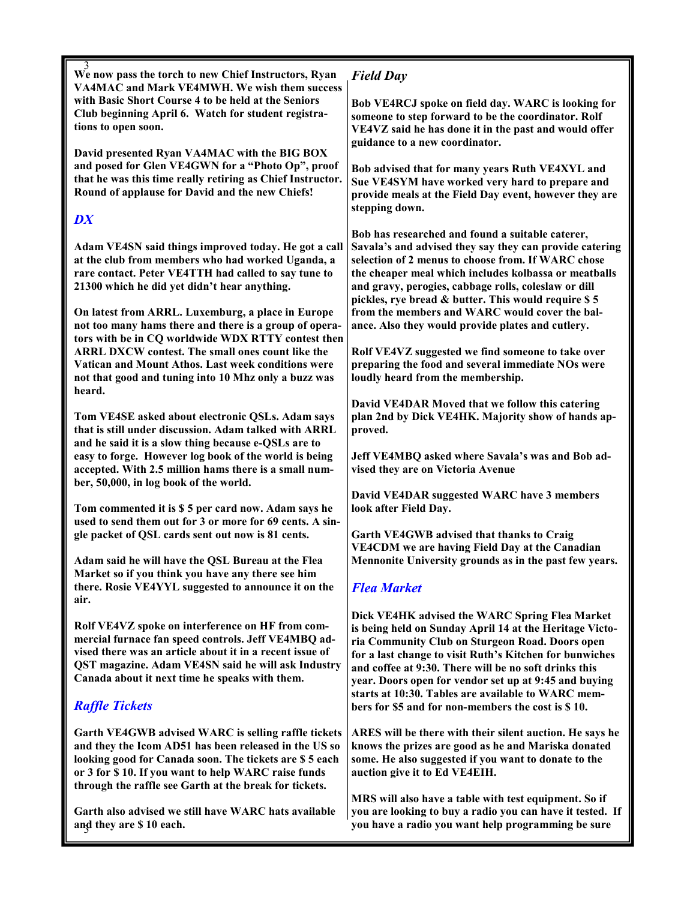**We now pass the torch to new Chief Instructors, Ryan VA4MAC and Mark VE4MWH. We wish them success with Basic Short Course 4 to be held at the Seniors Club beginning April 6. Watch for student registrations to open soon.**

**David presented Ryan VA4MAC with the BIG BOX and posed for Glen VE4GWN for a "Photo Op", proof that he was this time really retiring as Chief Instructor. Round of applause for David and the new Chiefs!**

## *DX*

**Adam VE4SN said things improved today. He got a call at the club from members who had worked Uganda, a rare contact. Peter VE4TTH had called to say tune to 21300 which he did yet didn't hear anything.**

**On latest from ARRL. Luxemburg, a place in Europe not too many hams there and there is a group of operators with be in CQ worldwide WDX RTTY contest then ARRL DXCW contest. The small ones count like the Vatican and Mount Athos. Last week conditions were not that good and tuning into 10 Mhz only a buzz was heard.**

**Tom VE4SE asked about electronic QSLs. Adam says that is still under discussion. Adam talked with ARRL and he said it is a slow thing because e-QSLs are to easy to forge. However log book of the world is being accepted. With 2.5 million hams there is a small number, 50,000, in log book of the world.**

**Tom commented it is $ 5 per card now. Adam says he used to send them out for 3 or more for 69 cents. A single packet of QSL cards sent out now is 81 cents.**

**Adam said he will have the QSL Bureau at the Flea Market so if you think you have any there see him there. Rosie VE4YYL suggested to announce it on the air.**

**Rolf VE4VZ spoke on interference on HF from commercial furnace fan speed controls. Jeff VE4MBQ advised there was an article about it in a recent issue of QST magazine. Adam VE4SN said he will ask Industry Canada about it next time he speaks with them.**

## *Raffle Tickets*

**Garth VE4GWB advised WARC is selling raffle tickets and they the Icom AD51 has been released in the US so looking good for Canada soon. The tickets are $ 5 each or 3 for $ 10. If you want to help WARC raise funds through the raffle see Garth at the break for tickets.**

**Garth also advised we still have WARC hats available and they are $ 10 each.**

## *Field Day*

**Bob VE4RCJ spoke on field day. WARC is looking for someone to step forward to be the coordinator. Rolf VE4VZ said he has done it in the past and would offer guidance to a new coordinator.**

**Bob advised that for many years Ruth VE4XYL and Sue VE4SYM have worked very hard to prepare and provide meals at the Field Day event, however they are stepping down.**

**Bob has researched and found a suitable caterer, Savala's and advised they say they can provide catering selection of 2 menus to choose from. If WARC chose the cheaper meal which includes kolbassa or meatballs and gravy, perogies, cabbage rolls, coleslaw or dill pickles, rye bread & butter. This would require $ 5 from the members and WARC would cover the balance. Also they would provide plates and cutlery.**

**Rolf VE4VZ suggested we find someone to take over preparing the food and several immediate NOs were loudly heard from the membership.**

**David VE4DAR Moved that we follow this catering plan 2nd by Dick VE4HK. Majority show of hands approved.**

**Jeff VE4MBQ asked where Savala's was and Bob advised they are on Victoria Avenue**

**David VE4DAR suggested WARC have 3 members look after Field Day.**

**Garth VE4GWB advised that thanks to Craig VE4CDM we are having Field Day at the Canadian Mennonite University grounds as in the past few years.**

## *Flea Market*

**Dick VE4HK advised the WARC Spring Flea Market is being held on Sunday April 14 at the Heritage Victoria Community Club on Sturgeon Road. Doors open for a last change to visit Ruth's Kitchen for bunwiches and coffee at 9:30. There will be no soft drinks this year. Doors open for vendor set up at 9:45 and buying starts at 10:30. Tables are available to WARC members for $5 and for non-members the cost is $ 10.**

**ARES will be there with their silent auction. He says he knows the prizes are good as he and Mariska donated some. He also suggested if you want to donate to the auction give it to Ed VE4EIH.**

**MRS will also have a table with test equipment. So if you are looking to buy a radio you can have it tested. If you have a radio you want help programming be sure**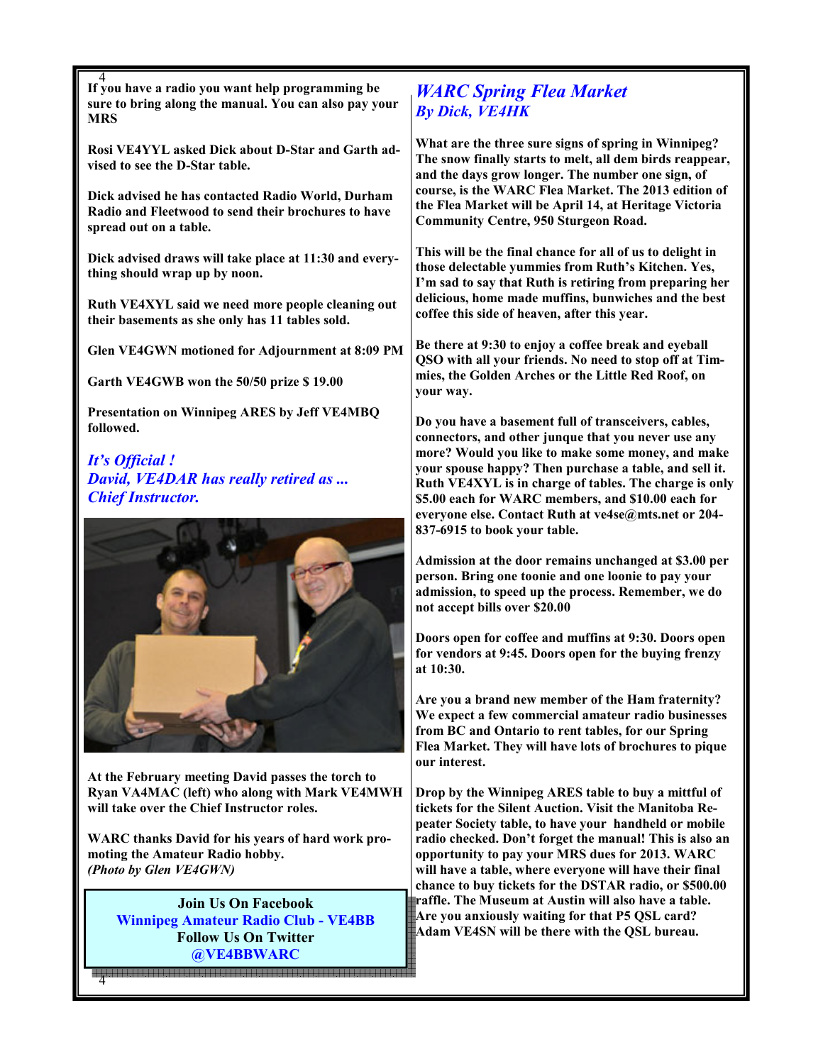**If you have a radio you want help programming be sure to bring along the manual. You can also pay your MRS**

**Rosi VE4YYL asked Dick about D-Star and Garth advised to see the D-Star table.**

**Dick advised he has contacted Radio World, Durham Radio and Fleetwood to send their brochures to have spread out on a table.**

**Dick advised draws will take place at 11:30 and everything should wrap up by noon.**

**Ruth VE4XYL said we need more people cleaning out their basements as she only has 11 tables sold.**

**Glen VE4GWN motioned for Adjournment at 8:09 PM**

**Garth VE4GWB won the 50/50 prize $ 19.00**

**Presentation on Winnipeg ARES by Jeff VE4MBQ followed.**

## *It's Official !*
## *David, VE4DAR has really retired as ... Chief Instructor.*

**At the February meeting David passes the torch to Ryan VA4MAC (left) who along with Mark VE4MWH will take over the Chief Instructor roles.**

**WARC thanks David for his years of hard work promoting the Amateur Radio hobby.**
***(Photo by Glen VE4GWN)***

**Join Us On Facebook**
**Winnipeg Amateur Radio Club - VE4BB**
**Follow Us On Twitter**
**@VE4BBWARC**

## *WARC Spring Flea Market*
### *By Dick, VE4HK*

**What are the three sure signs of spring in Winnipeg? The snow finally starts to melt, all dem birds reappear, and the days grow longer. The number one sign, of course, is the WARC Flea Market. The 2013 edition of the Flea Market will be April 14, at Heritage Victoria Community Centre, 950 Sturgeon Road.**

**This will be the final chance for all of us to delight in those delectable yummies from Ruth's Kitchen. Yes, I'm sad to say that Ruth is retiring from preparing her delicious, home made muffins, bunwiches and the best coffee this side of heaven, after this year.**

**Be there at 9:30 to enjoy a coffee break and eyeball QSO with all your friends. No need to stop off at Timmies, the Golden Arches or the Little Red Roof, on your way.**

**Do you have a basement full of transceivers, cables, connectors, and other junque that you never use any more? Would you like to make some money, and make your spouse happy? Then purchase a table, and sell it. Ruth VE4XYL is in charge of tables. The charge is only $5.00 each for WARC members, and $10.00 each for everyone else. Contact Ruth at ve4se@mts.net or 204-837-6915 to book your table.**

**Admission at the door remains unchanged at $3.00 per person. Bring one toonie and one loonie to pay your admission, to speed up the process. Remember, we do not accept bills over $20.00**

**Doors open for coffee and muffins at 9:30. Doors open for vendors at 9:45. Doors open for the buying frenzy at 10:30.**

**Are you a brand new member of the Ham fraternity? We expect a few commercial amateur radio businesses from BC and Ontario to rent tables, for our Spring Flea Market. They will have lots of brochures to pique our interest.**

**Drop by the Winnipeg ARES table to buy a mittful of tickets for the Silent Auction. Visit the Manitoba Repeater Society table, to have your handheld or mobile radio checked. Don't forget the manual! This is also an opportunity to pay your MRS dues for 2013. WARC will have a table, where everyone will have their final chance to buy tickets for the DSTAR radio, or $500.00 raffle. The Museum at Austin will also have a table. Are you anxiously waiting for that P5 QSL card? Adam VE4SN will be there with the QSL bureau.**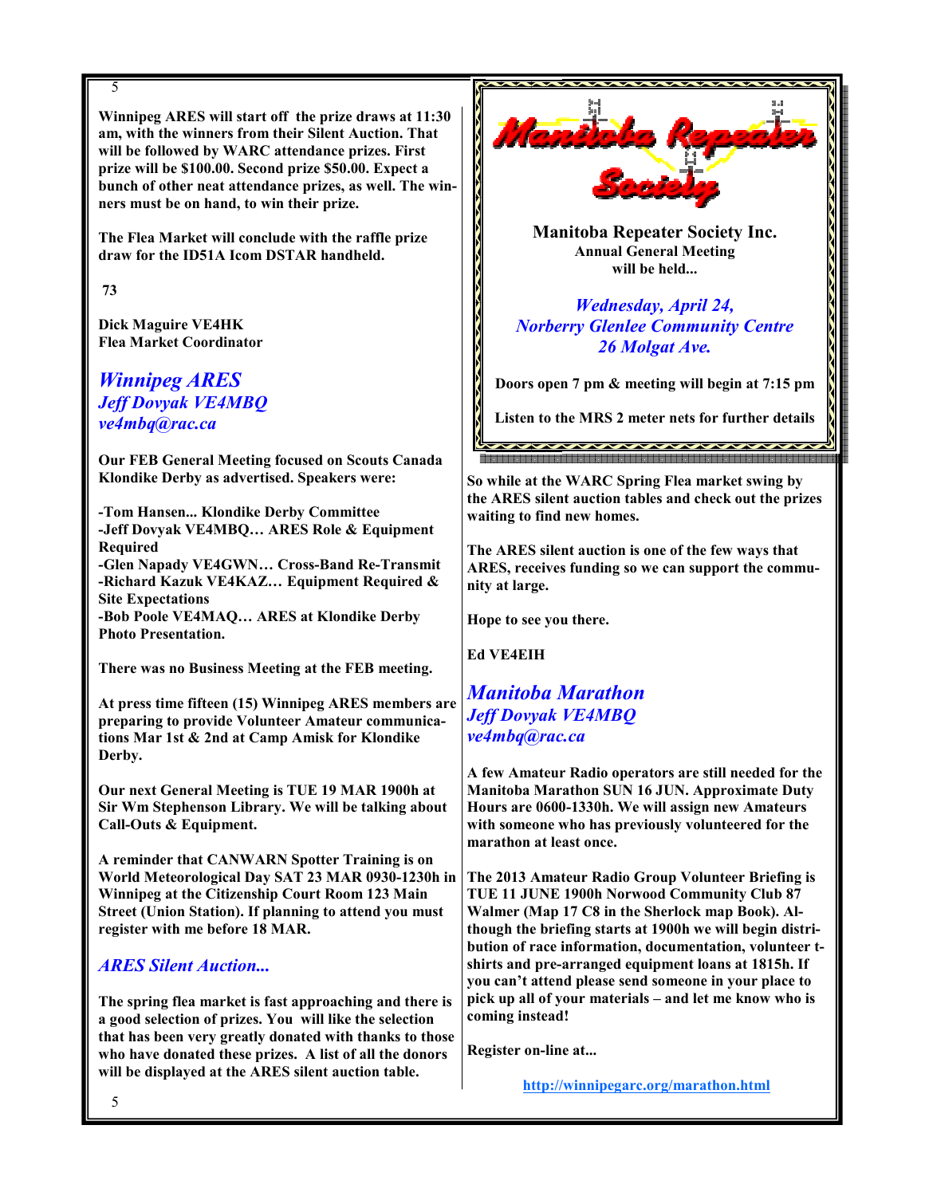**Winnipeg ARES will start off the prize draws at 11:30 am, with the winners from their Silent Auction. That will be followed by WARC attendance prizes. First prize will be $100.00. Second prize $50.00. Expect a bunch of other neat attendance prizes, as well. The winners must be on hand, to win their prize.**

**The Flea Market will conclude with the raffle prize draw for the ID51A Icom DSTAR handheld.**

**73**

**Dick Maguire VE4HK**
**Flea Market Coordinator**

## *Winnipeg ARES*

### *Jeff Dovyak VE4MBQ*

### *ve4mbq@rac.ca*

**Our FEB General Meeting focused on Scouts Canada Klondike Derby as advertised. Speakers were:**

**-Tom Hansen... Klondike Derby Committee**
**-Jeff Dovyak VE4MBQ… ARES Role & Equipment Required**
**-Glen Napady VE4GWN… Cross-Band Re-Transmit**
**-Richard Kazuk VE4KAZ… Equipment Required & Site Expectations**
**-Bob Poole VE4MAQ… ARES at Klondike Derby Photo Presentation.**

**There was no Business Meeting at the FEB meeting.**

**At press time fifteen (15) Winnipeg ARES members are preparing to provide Volunteer Amateur communications Mar 1st & 2nd at Camp Amisk for Klondike Derby.**

**Our next General Meeting is TUE 19 MAR 1900h at Sir Wm Stephenson Library. We will be talking about Call-Outs & Equipment.**

**A reminder that CANWARN Spotter Training is on World Meteorological Day SAT 23 MAR 0930-1230h in Winnipeg at the Citizenship Court Room 123 Main Street (Union Station). If planning to attend you must register with me before 18 MAR.**

## *ARES Silent Auction...*

**The spring flea market is fast approaching and there is a good selection of prizes. You will like the selection that has been very greatly donated with thanks to those who have donated these prizes. A list of all the donors will be displayed at the ARES silent auction table.**

**So while at the WARC Spring Flea market swing by the ARES silent auction tables and check out the prizes waiting to find new homes.**

**The ARES silent auction is one of the few ways that ARES, receives funding so we can support the community at large.**

**Hope to see you there.**

**Ed VE4EIH**

---

**Manitoba Repeater Society**

**Manitoba Repeater Society Inc.**
**Annual General Meeting**
**will be held...**

***Wednesday, April 24,***
***Norberry Glenlee Community Centre***
***26 Molgat Ave.***

**Doors open 7 pm & meeting will begin at 7:15 pm**

**Listen to the MRS 2 meter nets for further details**

---

## *Manitoba Marathon*

### *Jeff Dovyak VE4MBQ*

### *ve4mbq@rac.ca*

**A few Amateur Radio operators are still needed for the Manitoba Marathon SUN 16 JUN. Approximate Duty Hours are 0600-1330h. We will assign new Amateurs with someone who has previously volunteered for the marathon at least once.**

**The 2013 Amateur Radio Group Volunteer Briefing is TUE 11 JUNE 1900h Norwood Community Club 87 Walmer (Map 17 C8 in the Sherlock map Book). Although the briefing starts at 1900h we will begin distribution of race information, documentation, volunteer t-shirts and pre-arranged equipment loans at 1815h. If you can't attend please send someone in your place to pick up all of your materials – and let me know who is coming instead!**

**Register on-line at...**

**http://winnipegarc.org/marathon.html**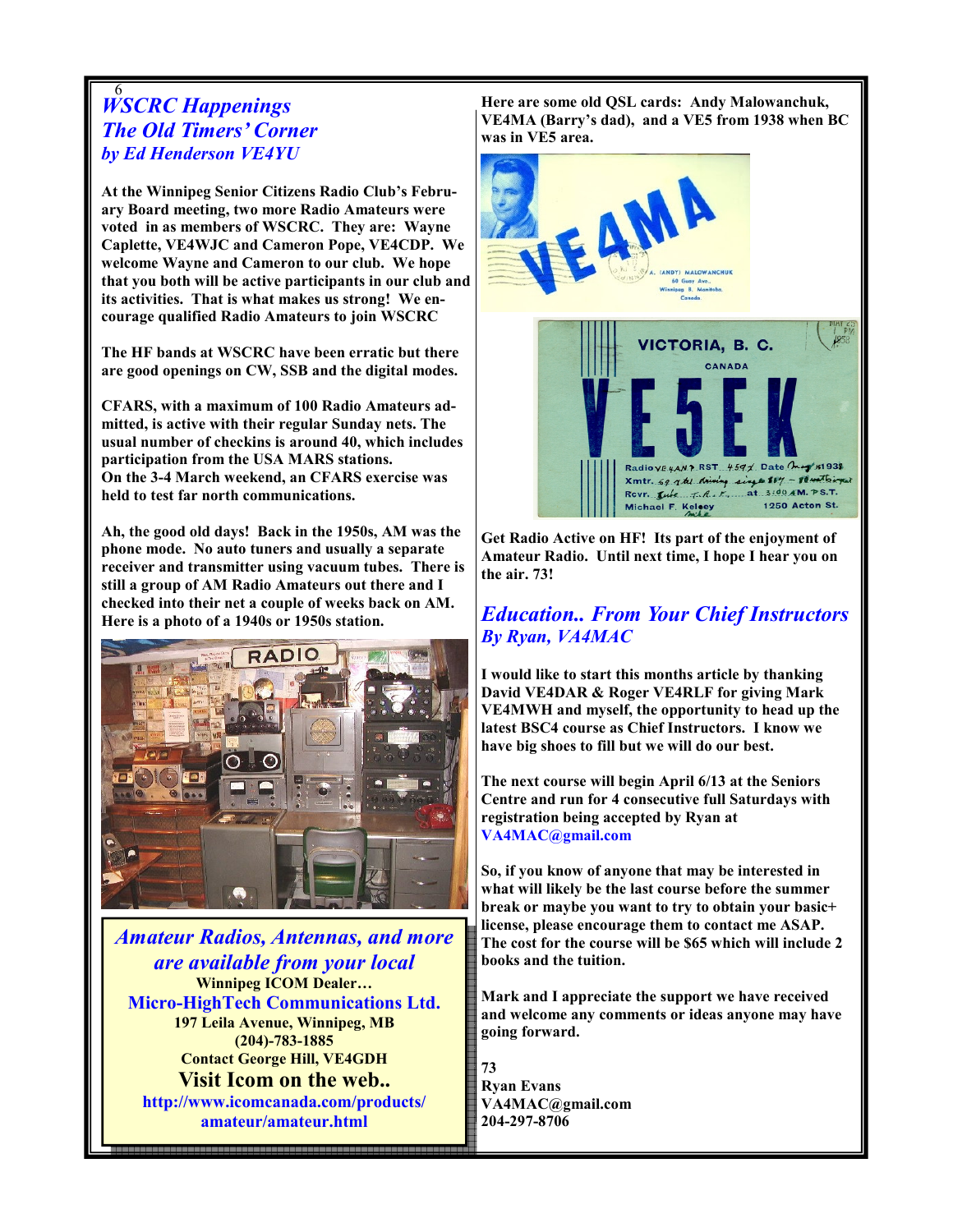## WSCRC Happenings
## The Old Timers' Corner
### *by Ed Henderson VE4YU*

At the Winnipeg Senior Citizens Radio Club's February Board meeting, two more Radio Amateurs were voted in as members of WSCRC. They are: Wayne Caplette, VE4WJC and Cameron Pope, VE4CDP. We welcome Wayne and Cameron to our club. We hope that you both will be active participants in our club and its activities. That is what makes us strong! We encourage qualified Radio Amateurs to join WSCRC

The HF bands at WSCRC have been erratic but there are good openings on CW, SSB and the digital modes.

CFARS, with a maximum of 100 Radio Amateurs admitted, is active with their regular Sunday nets. The usual number of checkins is around 40, which includes participation from the USA MARS stations.
On the 3-4 March weekend, an CFARS exercise was held to test far north communications.

Ah, the good old days! Back in the 1950s, AM was the phone mode. No auto tuners and usually a separate receiver and transmitter using vacuum tubes. There is still a group of AM Radio Amateurs out there and I checked into their net a couple of weeks back on AM. Here is a photo of a 1940s or 1950s station.

Here are some old QSL cards: Andy Malowanchuk, VE4MA (Barry's dad), and a VE5 from 1938 when BC was in VE5 area.

Get Radio Active on HF! Its part of the enjoyment of Amateur Radio. Until next time, I hope I hear you on the air. 73!

> ***Amateur Radios, Antennas, and more are available from your local***
> **Winnipeg ICOM Dealer…**
> **Micro-HighTech Communications Ltd.**
> **197 Leila Avenue, Winnipeg, MB**
> **(204)-783-1885**
> **Contact George Hill, VE4GDH**
> **Visit Icom on the web..**
> **http://www.icomcanada.com/products/amateur/amateur.html**

## Education.. From Your Chief Instructors
### *By Ryan, VA4MAC*

I would like to start this months article by thanking David VE4DAR & Roger VE4RLF for giving Mark VE4MWH and myself, the opportunity to head up the latest BSC4 course as Chief Instructors. I know we have big shoes to fill but we will do our best.

The next course will begin April 6/13 at the Seniors Centre and run for 4 consecutive full Saturdays with registration being accepted by Ryan at VA4MAC@gmail.com

So, if you know of anyone that may be interested in what will likely be the last course before the summer break or maybe you want to try to obtain your basic+ license, please encourage them to contact me ASAP. The cost for the course will be $65 which will include 2 books and the tuition.

Mark and I appreciate the support we have received and welcome any comments or ideas anyone may have going forward.

73
Ryan Evans
VA4MAC@gmail.com
204-297-8706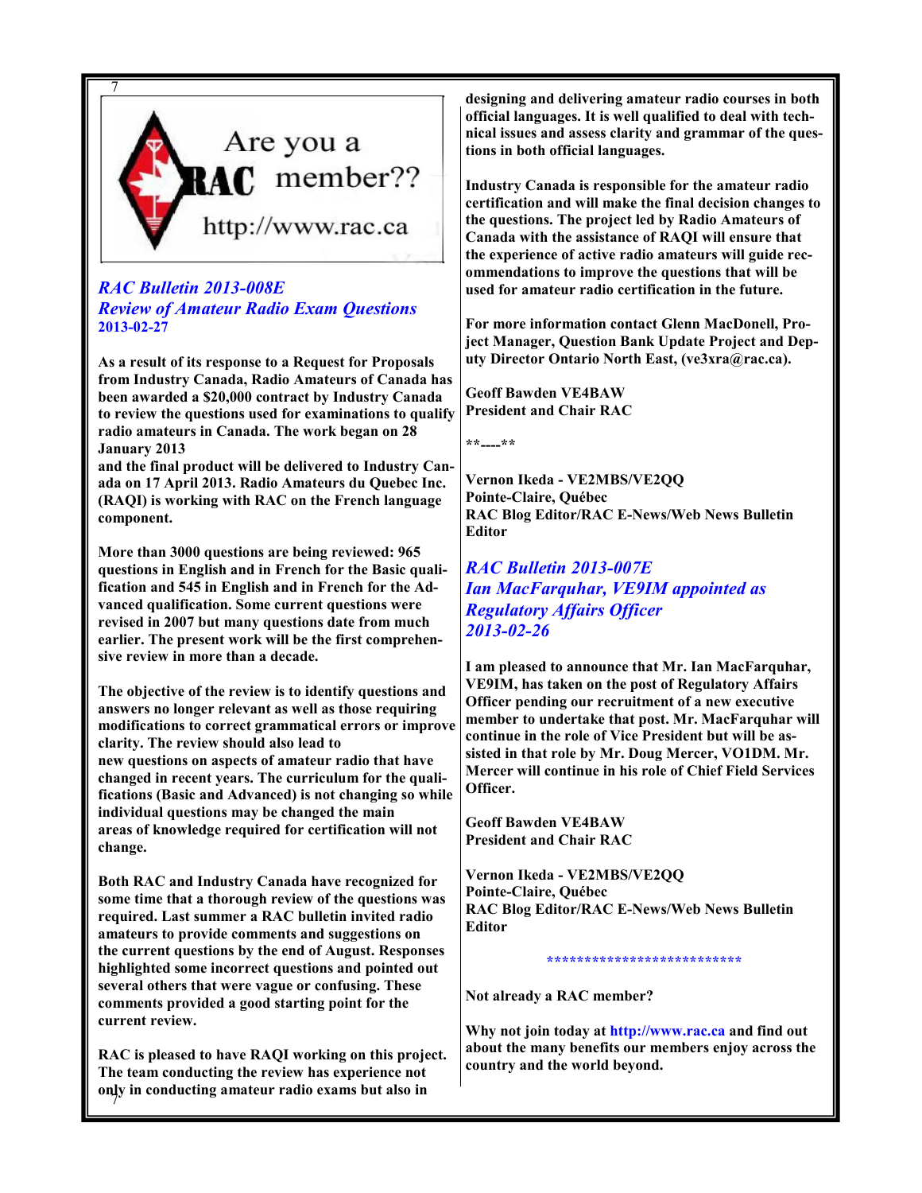Are you a RAC member?? http://www.rac.ca

## *RAC Bulletin 2013-008E*
## *Review of Amateur Radio Exam Questions*
**2013-02-27**

**As a result of its response to a Request for Proposals from Industry Canada, Radio Amateurs of Canada has been awarded a $20,000 contract by Industry Canada to review the questions used for examinations to qualify radio amateurs in Canada. The work began on 28 January 2013 and the final product will be delivered to Industry Canada on 17 April 2013. Radio Amateurs du Quebec Inc. (RAQI) is working with RAC on the French language component.**

**More than 3000 questions are being reviewed: 965 questions in English and in French for the Basic qualification and 545 in English and in French for the Advanced qualification. Some current questions were revised in 2007 but many questions date from much earlier. The present work will be the first comprehensive review in more than a decade.**

**The objective of the review is to identify questions and answers no longer relevant as well as those requiring modifications to correct grammatical errors or improve clarity. The review should also lead to new questions on aspects of amateur radio that have changed in recent years. The curriculum for the qualifications (Basic and Advanced) is not changing so while individual questions may be changed the main areas of knowledge required for certification will not change.**

**Both RAC and Industry Canada have recognized for some time that a thorough review of the questions was required. Last summer a RAC bulletin invited radio amateurs to provide comments and suggestions on the current questions by the end of August. Responses highlighted some incorrect questions and pointed out several others that were vague or confusing. These comments provided a good starting point for the current review.**

**RAC is pleased to have RAQI working on this project. The team conducting the review has experience not only in conducting amateur radio exams but also in designing and delivering amateur radio courses in both official languages. It is well qualified to deal with technical issues and assess clarity and grammar of the questions in both official languages.**

**Industry Canada is responsible for the amateur radio certification and will make the final decision changes to the questions. The project led by Radio Amateurs of Canada with the assistance of RAQI will ensure that the experience of active radio amateurs will guide recommendations to improve the questions that will be used for amateur radio certification in the future.**

**For more information contact Glenn MacDonell, Project Manager, Question Bank Update Project and Deputy Director Ontario North East, (ve3xra@rac.ca).**

**Geoff Bawden VE4BAW**
**President and Chair RAC**

**\*\*----\*\***

**Vernon Ikeda - VE2MBS/VE2QQ**
**Pointe-Claire, Québec**
**RAC Blog Editor/RAC E-News/Web News Bulletin Editor**

## *RAC Bulletin 2013-007E*
## *Ian MacFarquhar, VE9IM appointed as Regulatory Affairs Officer*
***2013-02-26***

**I am pleased to announce that Mr. Ian MacFarquhar, VE9IM, has taken on the post of Regulatory Affairs Officer pending our recruitment of a new executive member to undertake that post. Mr. MacFarquhar will continue in the role of Vice President but will be assisted in that role by Mr. Doug Mercer, VO1DM. Mr. Mercer will continue in his role of Chief Field Services Officer.**

**Geoff Bawden VE4BAW**
**President and Chair RAC**

**Vernon Ikeda - VE2MBS/VE2QQ**
**Pointe-Claire, Québec**
**RAC Blog Editor/RAC E-News/Web News Bulletin Editor**

**\*\*\*\*\*\*\*\*\*\*\*\*\*\*\*\*\*\*\*\*\*\*\*\*\*\*\*\***

**Not already a RAC member?**

**Why not join today at http://www.rac.ca and find out about the many benefits our members enjoy across the country and the world beyond.**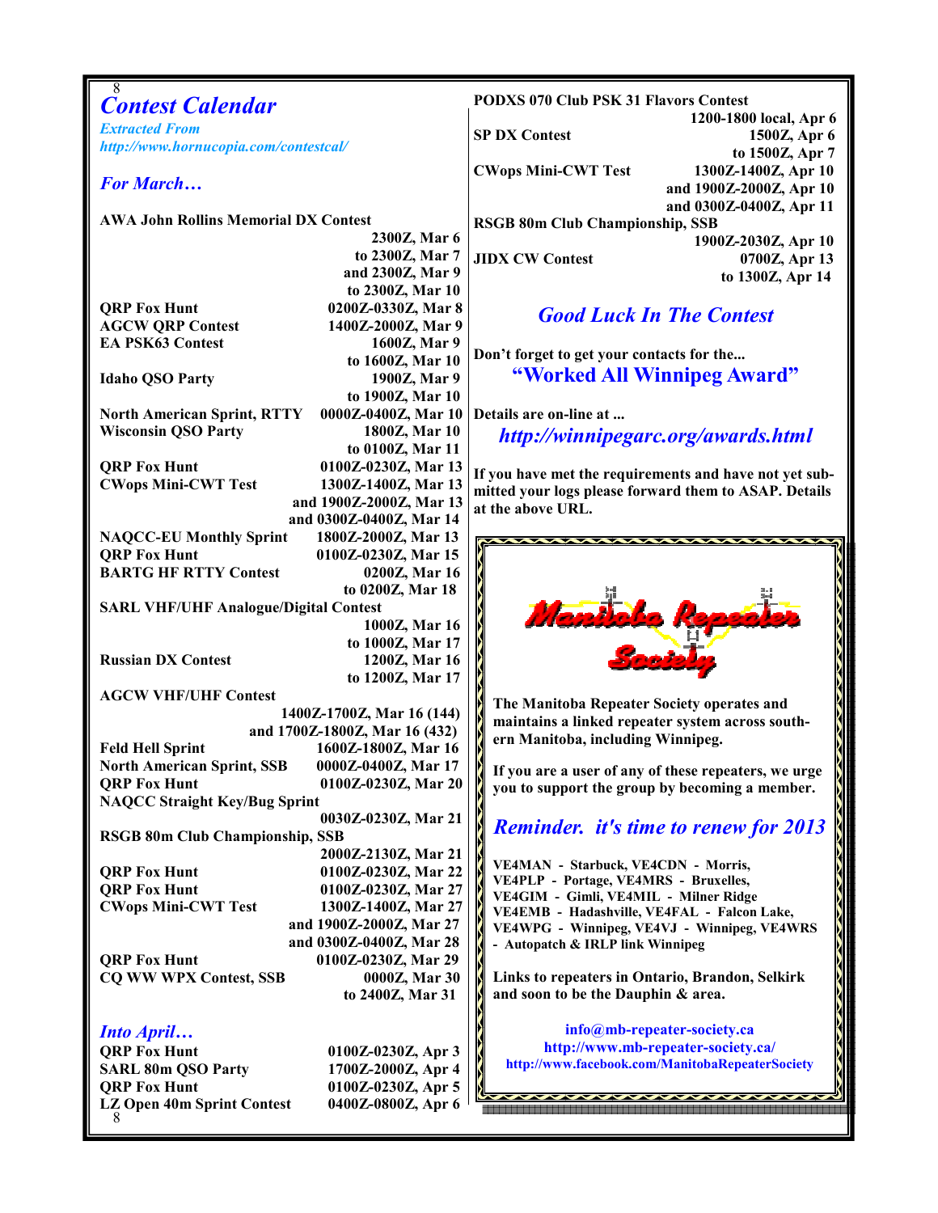# Contest Calendar

*Extracted From http://www.hornucopia.com/contestcal/*

## *For March…*

| Contest | Time |
|---|---|
| **AWA John Rollins Memorial DX Contest** | **2300Z, Mar 6 to 2300Z, Mar 7 and 2300Z, Mar 9 to 2300Z, Mar 10** |
| **QRP Fox Hunt** | **0200Z-0330Z, Mar 8** |
| **AGCW QRP Contest** | **1400Z-2000Z, Mar 9** |
| **EA PSK63 Contest** | **1600Z, Mar 9 to 1600Z, Mar 10** |
| **Idaho QSO Party** | **1900Z, Mar 9 to 1900Z, Mar 10** |
| **North American Sprint, RTTY** | **0000Z-0400Z, Mar 10** |
| **Wisconsin QSO Party** | **1800Z, Mar 10 to 0100Z, Mar 11** |
| **QRP Fox Hunt** | **0100Z-0230Z, Mar 13** |
| **CWops Mini-CWT Test** | **1300Z-1400Z, Mar 13 and 1900Z-2000Z, Mar 13 and 0300Z-0400Z, Mar 14** |
| **NAQCC-EU Monthly Sprint** | **1800Z-2000Z, Mar 13** |
| **QRP Fox Hunt** | **0100Z-0230Z, Mar 15** |
| **BARTG HF RTTY Contest** | **0200Z, Mar 16 to 0200Z, Mar 18** |
| **SARL VHF/UHF Analogue/Digital Contest** | **1000Z, Mar 16 to 1000Z, Mar 17** |
| **Russian DX Contest** | **1200Z, Mar 16 to 1200Z, Mar 17** |
| **AGCW VHF/UHF Contest** | **1400Z-1700Z, Mar 16 (144) and 1700Z-1800Z, Mar 16 (432)** |
| **Feld Hell Sprint** | **1600Z-1800Z, Mar 16** |
| **North American Sprint, SSB** | **0000Z-0400Z, Mar 17** |
| **QRP Fox Hunt** | **0100Z-0230Z, Mar 20** |
| **NAQCC Straight Key/Bug Sprint** | **0030Z-0230Z, Mar 21** |
| **RSGB 80m Club Championship, SSB** | **2000Z-2130Z, Mar 21** |
| **QRP Fox Hunt** | **0100Z-0230Z, Mar 22** |
| **QRP Fox Hunt** | **0100Z-0230Z, Mar 27** |
| **CWops Mini-CWT Test** | **1300Z-1400Z, Mar 27 and 1900Z-2000Z, Mar 27 and 0300Z-0400Z, Mar 28** |
| **QRP Fox Hunt** | **0100Z-0230Z, Mar 29** |
| **CQ WW WPX Contest, SSB** | **0000Z, Mar 30 to 2400Z, Mar 31** |

## *Into April…*

| Contest | Time |
|---|---|
| **QRP Fox Hunt** | **0100Z-0230Z, Apr 3** |
| **SARL 80m QSO Party** | **1700Z-2000Z, Apr 4** |
| **QRP Fox Hunt** | **0100Z-0230Z, Apr 5** |
| **LZ Open 40m Sprint Contest** | **0400Z-0800Z, Apr 6** |
| **PODXS 070 Club PSK 31 Flavors Contest** | **1200-1800 local, Apr 6** |
| **SP DX Contest** | **1500Z, Apr 6 to 1500Z, Apr 7** |
| **CWops Mini-CWT Test** | **1300Z-1400Z, Apr 10 and 1900Z-2000Z, Apr 10 and 0300Z-0400Z, Apr 11** |
| **RSGB 80m Club Championship, SSB** | **1900Z-2030Z, Apr 10** |
| **JIDX CW Contest** | **0700Z, Apr 13 to 1300Z, Apr 14** |

## *Good Luck In The Contest*

**Don't forget to get your contacts for the...**

## "Worked All Winnipeg Award"

**Details are on-line at ...**

***http://winnipegarc.org/awards.html***

**If you have met the requirements and have not yet submitted your logs please forward them to ASAP. Details at the above URL.**

---

# Manitoba Repeater Society

**The Manitoba Repeater Society operates and maintains a linked repeater system across southern Manitoba, including Winnipeg.**

**If you are a user of any of these repeaters, we urge you to support the group by becoming a member.**

## *Reminder. it's time to renew for 2013*

**VE4MAN - Starbuck, VE4CDN - Morris, VE4PLP - Portage, VE4MRS - Bruxelles, VE4GIM - Gimli, VE4MIL - Milner Ridge VE4EMB - Hadashville, VE4FAL - Falcon Lake, VE4WPG - Winnipeg, VE4VJ - Winnipeg, VE4WRS - Autopatch & IRLP link Winnipeg**

**Links to repeaters in Ontario, Brandon, Selkirk and soon to be the Dauphin & area.**

**info@mb-repeater-society.ca**
**http://www.mb-repeater-society.ca/**
**http://www.facebook.com/ManitobaRepeaterSociety**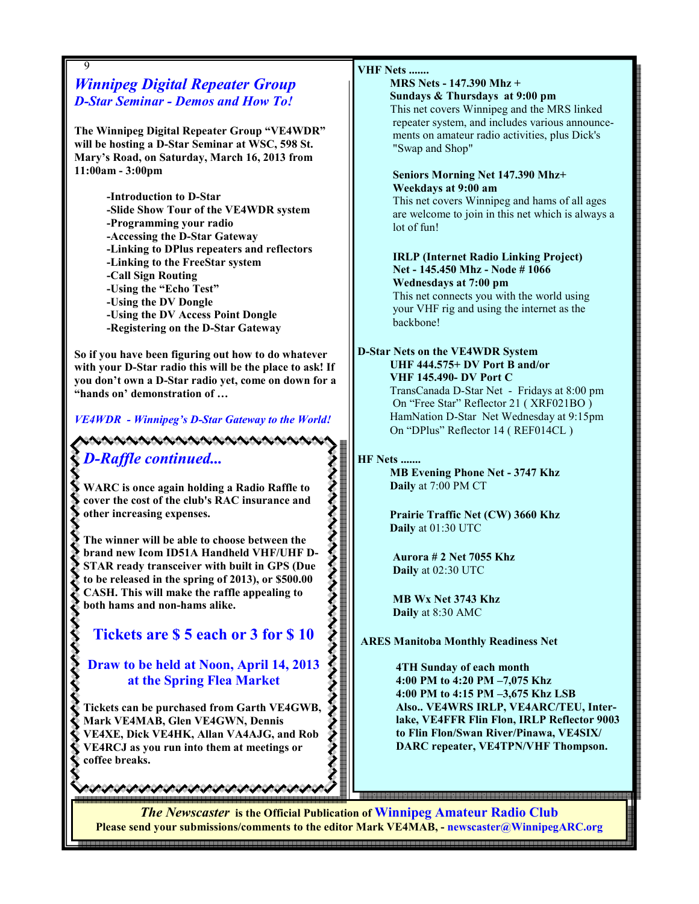## *Winnipeg Digital Repeater Group*
### *D-Star Seminar - Demos and How To!*

**The Winnipeg Digital Repeater Group "VE4WDR" will be hosting a D-Star Seminar at WSC, 598 St. Mary's Road, on Saturday, March 16, 2013 from 11:00am - 3:00pm**

**-Introduction to D-Star**
**-Slide Show Tour of the VE4WDR system**
**-Programming your radio**
**-Accessing the D-Star Gateway**
**-Linking to DPlus repeaters and reflectors**
**-Linking to the FreeStar system**
**-Call Sign Routing**
**-Using the "Echo Test"**
**-Using the DV Dongle**
**-Using the DV Access Point Dongle**
**-Registering on the D-Star Gateway**

**So if you have been figuring out how to do whatever with your D-Star radio this will be the place to ask! If you don't own a D-Star radio yet, come on down for a "hands on' demonstration of …**

***VE4WDR - Winnipeg's D-Star Gateway to the World!***

## *D-Raffle continued...*

**WARC is once again holding a Radio Raffle to cover the cost of the club's RAC insurance and other increasing expenses.**

**The winner will be able to choose between the brand new Icom ID51A Handheld VHF/UHF D-STAR ready transceiver with built in GPS (Due to be released in the spring of 2013), or $500.00 CASH. This will make the raffle appealing to both hams and non-hams alike.**

**Tickets are $ 5 each or 3 for $ 10**

**Draw to be held at Noon, April 14, 2013 at the Spring Flea Market**

**Tickets can be purchased from Garth VE4GWB, Mark VE4MAB, Glen VE4GWN, Dennis VE4XE, Dick VE4HK, Allan VA4AJG, and Rob VE4RCJ as you run into them at meetings or coffee breaks.**

**VHF Nets .......**

**MRS Nets - 147.390 Mhz +**
**Sundays & Thursdays at 9:00 pm**
This net covers Winnipeg and the MRS linked repeater system, and includes various announcements on amateur radio activities, plus Dick's "Swap and Shop"

**Seniors Morning Net 147.390 Mhz+**
**Weekdays at 9:00 am**
This net covers Winnipeg and hams of all ages are welcome to join in this net which is always a lot of fun!

**IRLP (Internet Radio Linking Project) Net - 145.450 Mhz - Node # 1066**
**Wednesdays at 7:00 pm**
This net connects you with the world using your VHF rig and using the internet as the backbone!

**D-Star Nets on the VE4WDR System**
**UHF 444.575+ DV Port B and/or**
**VHF 145.490- DV Port C**
TransCanada D-Star Net - Fridays at 8:00 pm
On "Free Star" Reflector 21 ( XRF021BO )
HamNation D-Star Net Wednesday at 9:15pm
On "DPlus" Reflector 14 ( REF014CL )

**HF Nets .......**

**MB Evening Phone Net - 3747 Khz**
**Daily** at 7:00 PM CT

**Prairie Traffic Net (CW) 3660 Khz**
**Daily** at 01:30 UTC

**Aurora # 2 Net 7055 Khz**
**Daily** at 02:30 UTC

**MB Wx Net 3743 Khz**
**Daily** at 8:30 AMC

**ARES Manitoba Monthly Readiness Net**

**4TH Sunday of each month**
**4:00 PM to 4:20 PM –7,075 Khz**
**4:00 PM to 4:15 PM –3,675 Khz LSB**
**Also.. VE4WRS IRLP, VE4ARC/TEU, Interlake, VE4FFR Flin Flon, IRLP Reflector 9003 to Flin Flon/Swan River/Pinawa, VE4SIX/ DARC repeater, VE4TPN/VHF Thompson.**

***The Newscaster* is the Official Publication of Winnipeg Amateur Radio Club**
**Please send your submissions/comments to the editor Mark VE4MAB, - newscaster@WinnipegARC.org**